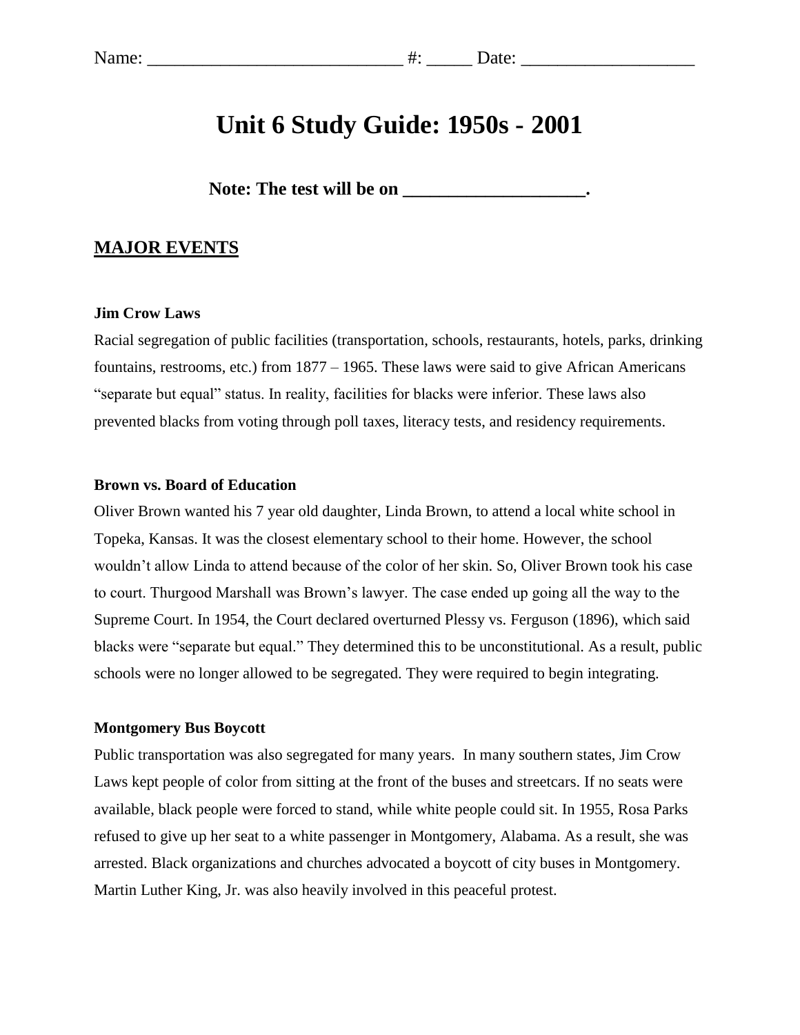Name: ___________________________ #: _____ Date: ___________________

# Unit 6 Study Guide: 1950s - 2001

**Note: The test will be on ___________________.**

## MAJOR EVENTS

**Jim Crow Laws**

Racial segregation of public facilities (transportation, schools, restaurants, hotels, parks, drinking fountains, restrooms, etc.) from 1877 – 1965. These laws were said to give African Americans "separate but equal" status. In reality, facilities for blacks were inferior. These laws also prevented blacks from voting through poll taxes, literacy tests, and residency requirements.

**Brown vs. Board of Education**

Oliver Brown wanted his 7 year old daughter, Linda Brown, to attend a local white school in Topeka, Kansas. It was the closest elementary school to their home. However, the school wouldn't allow Linda to attend because of the color of her skin. So, Oliver Brown took his case to court. Thurgood Marshall was Brown's lawyer. The case ended up going all the way to the Supreme Court. In 1954, the Court declared overturned Plessy vs. Ferguson (1896), which said blacks were "separate but equal." They determined this to be unconstitutional. As a result, public schools were no longer allowed to be segregated. They were required to begin integrating.

**Montgomery Bus Boycott**

Public transportation was also segregated for many years. In many southern states, Jim Crow Laws kept people of color from sitting at the front of the buses and streetcars. If no seats were available, black people were forced to stand, while white people could sit. In 1955, Rosa Parks refused to give up her seat to a white passenger in Montgomery, Alabama. As a result, she was arrested. Black organizations and churches advocated a boycott of city buses in Montgomery. Martin Luther King, Jr. was also heavily involved in this peaceful protest.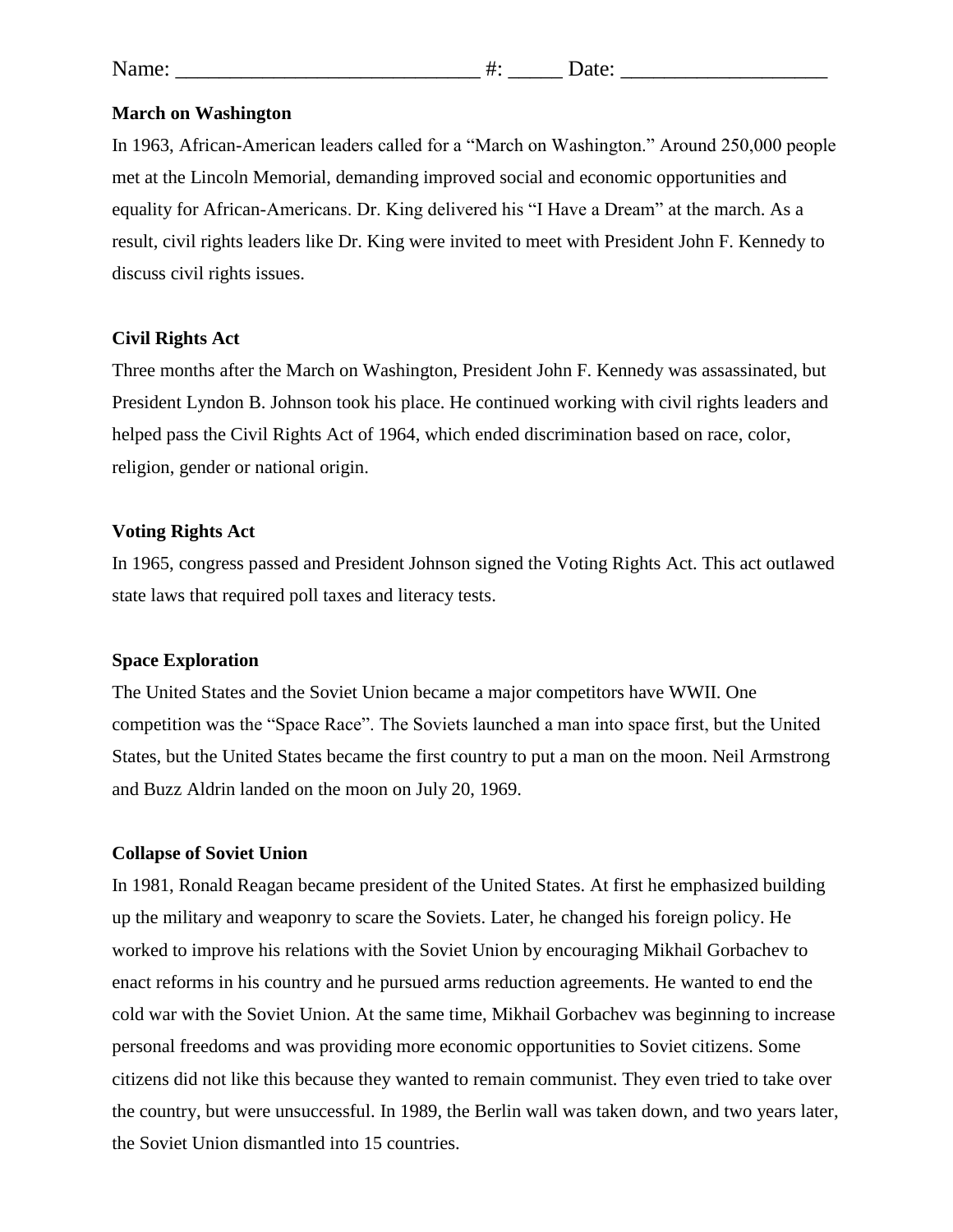Name: ___________________________ #: _____ Date: __________________

**March on Washington**

In 1963, African-American leaders called for a “March on Washington.” Around 250,000 people met at the Lincoln Memorial, demanding improved social and economic opportunities and equality for African-Americans. Dr. King delivered his “I Have a Dream” at the march. As a result, civil rights leaders like Dr. King were invited to meet with President John F. Kennedy to discuss civil rights issues.

**Civil Rights Act**

Three months after the March on Washington, President John F. Kennedy was assassinated, but President Lyndon B. Johnson took his place. He continued working with civil rights leaders and helped pass the Civil Rights Act of 1964, which ended discrimination based on race, color, religion, gender or national origin.

**Voting Rights Act**

In 1965, congress passed and President Johnson signed the Voting Rights Act. This act outlawed state laws that required poll taxes and literacy tests.

**Space Exploration**

The United States and the Soviet Union became a major competitors have WWII. One competition was the “Space Race”. The Soviets launched a man into space first, but the United States, but the United States became the first country to put a man on the moon. Neil Armstrong and Buzz Aldrin landed on the moon on July 20, 1969.

**Collapse of Soviet Union**

In 1981, Ronald Reagan became president of the United States. At first he emphasized building up the military and weaponry to scare the Soviets. Later, he changed his foreign policy. He worked to improve his relations with the Soviet Union by encouraging Mikhail Gorbachev to enact reforms in his country and he pursued arms reduction agreements. He wanted to end the cold war with the Soviet Union. At the same time, Mikhail Gorbachev was beginning to increase personal freedoms and was providing more economic opportunities to Soviet citizens. Some citizens did not like this because they wanted to remain communist. They even tried to take over the country, but were unsuccessful. In 1989, the Berlin wall was taken down, and two years later, the Soviet Union dismantled into 15 countries.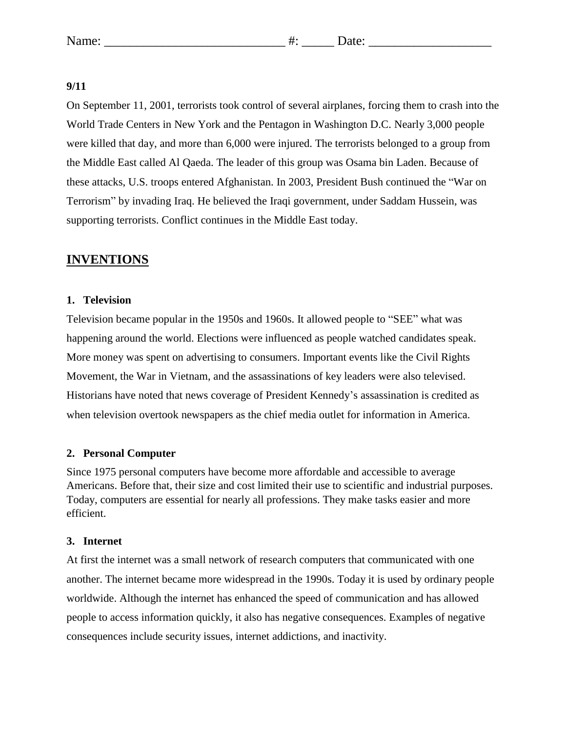Name: ____________________________ #: _____ Date: ___________________

**9/11**

On September 11, 2001, terrorists took control of several airplanes, forcing them to crash into the World Trade Centers in New York and the Pentagon in Washington D.C. Nearly 3,000 people were killed that day, and more than 6,000 were injured. The terrorists belonged to a group from the Middle East called Al Qaeda. The leader of this group was Osama bin Laden. Because of these attacks, U.S. troops entered Afghanistan. In 2003, President Bush continued the "War on Terrorism" by invading Iraq. He believed the Iraqi government, under Saddam Hussein, was supporting terrorists. Conflict continues in the Middle East today.

## INVENTIONS

**1. Television**

Television became popular in the 1950s and 1960s. It allowed people to "SEE" what was happening around the world. Elections were influenced as people watched candidates speak. More money was spent on advertising to consumers. Important events like the Civil Rights Movement, the War in Vietnam, and the assassinations of key leaders were also televised. Historians have noted that news coverage of President Kennedy's assassination is credited as when television overtook newspapers as the chief media outlet for information in America.

**2. Personal Computer**

Since 1975 personal computers have become more affordable and accessible to average Americans. Before that, their size and cost limited their use to scientific and industrial purposes. Today, computers are essential for nearly all professions. They make tasks easier and more efficient.

**3. Internet**

At first the internet was a small network of research computers that communicated with one another. The internet became more widespread in the 1990s. Today it is used by ordinary people worldwide. Although the internet has enhanced the speed of communication and has allowed people to access information quickly, it also has negative consequences. Examples of negative consequences include security issues, internet addictions, and inactivity.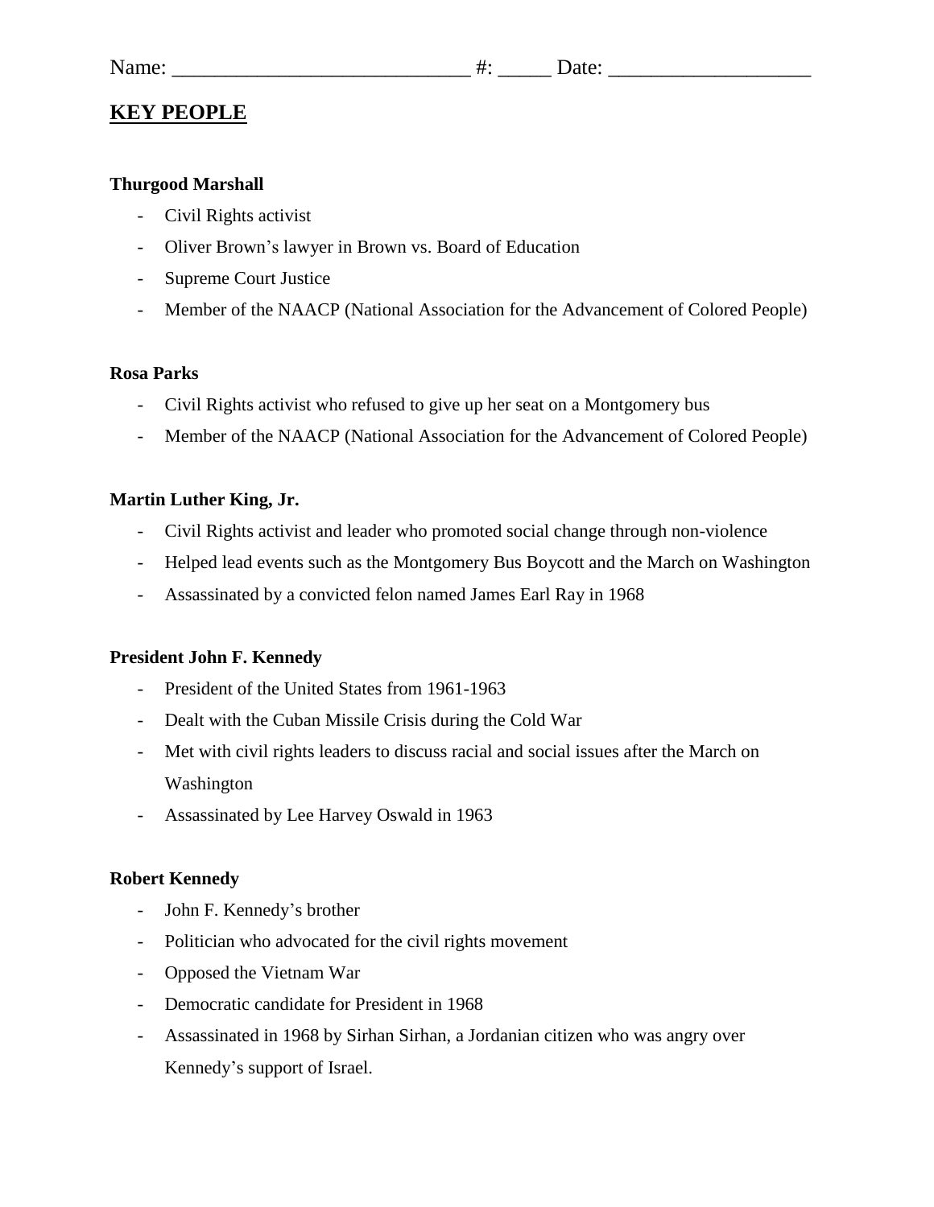Name: ____________________________ #: _____ Date: ___________________

## KEY PEOPLE

**Thurgood Marshall**

- Civil Rights activist
- Oliver Brown's lawyer in Brown vs. Board of Education
- Supreme Court Justice
- Member of the NAACP (National Association for the Advancement of Colored People)

**Rosa Parks**

- Civil Rights activist who refused to give up her seat on a Montgomery bus
- Member of the NAACP (National Association for the Advancement of Colored People)

**Martin Luther King, Jr.**

- Civil Rights activist and leader who promoted social change through non-violence
- Helped lead events such as the Montgomery Bus Boycott and the March on Washington
- Assassinated by a convicted felon named James Earl Ray in 1968

**President John F. Kennedy**

- President of the United States from 1961-1963
- Dealt with the Cuban Missile Crisis during the Cold War
- Met with civil rights leaders to discuss racial and social issues after the March on Washington
- Assassinated by Lee Harvey Oswald in 1963

**Robert Kennedy**

- John F. Kennedy's brother
- Politician who advocated for the civil rights movement
- Opposed the Vietnam War
- Democratic candidate for President in 1968
- Assassinated in 1968 by Sirhan Sirhan, a Jordanian citizen who was angry over Kennedy's support of Israel.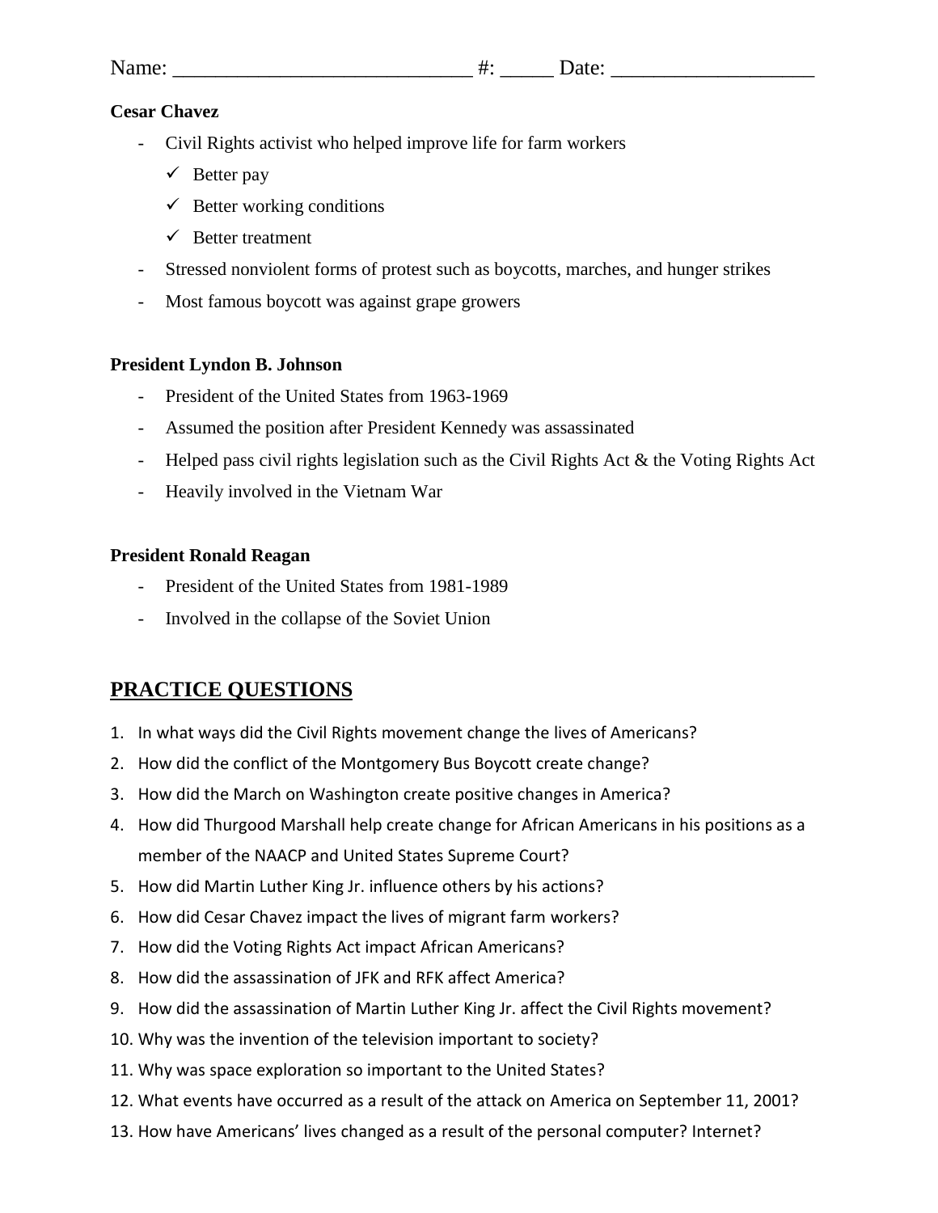Name: ___________________________ #: _____ Date: ___________________

**Cesar Chavez**

- Civil Rights activist who helped improve life for farm workers
  - ✓ Better pay
  - ✓ Better working conditions
  - ✓ Better treatment
- Stressed nonviolent forms of protest such as boycotts, marches, and hunger strikes
- Most famous boycott was against grape growers

**President Lyndon B. Johnson**

- President of the United States from 1963-1969
- Assumed the position after President Kennedy was assassinated
- Helped pass civil rights legislation such as the Civil Rights Act & the Voting Rights Act
- Heavily involved in the Vietnam War

**President Ronald Reagan**

- President of the United States from 1981-1989
- Involved in the collapse of the Soviet Union

## PRACTICE QUESTIONS

1. In what ways did the Civil Rights movement change the lives of Americans?
2. How did the conflict of the Montgomery Bus Boycott create change?
3. How did the March on Washington create positive changes in America?
4. How did Thurgood Marshall help create change for African Americans in his positions as a member of the NAACP and United States Supreme Court?
5. How did Martin Luther King Jr. influence others by his actions?
6. How did Cesar Chavez impact the lives of migrant farm workers?
7. How did the Voting Rights Act impact African Americans?
8. How did the assassination of JFK and RFK affect America?
9. How did the assassination of Martin Luther King Jr. affect the Civil Rights movement?
10. Why was the invention of the television important to society?
11. Why was space exploration so important to the United States?
12. What events have occurred as a result of the attack on America on September 11, 2001?
13. How have Americans' lives changed as a result of the personal computer? Internet?